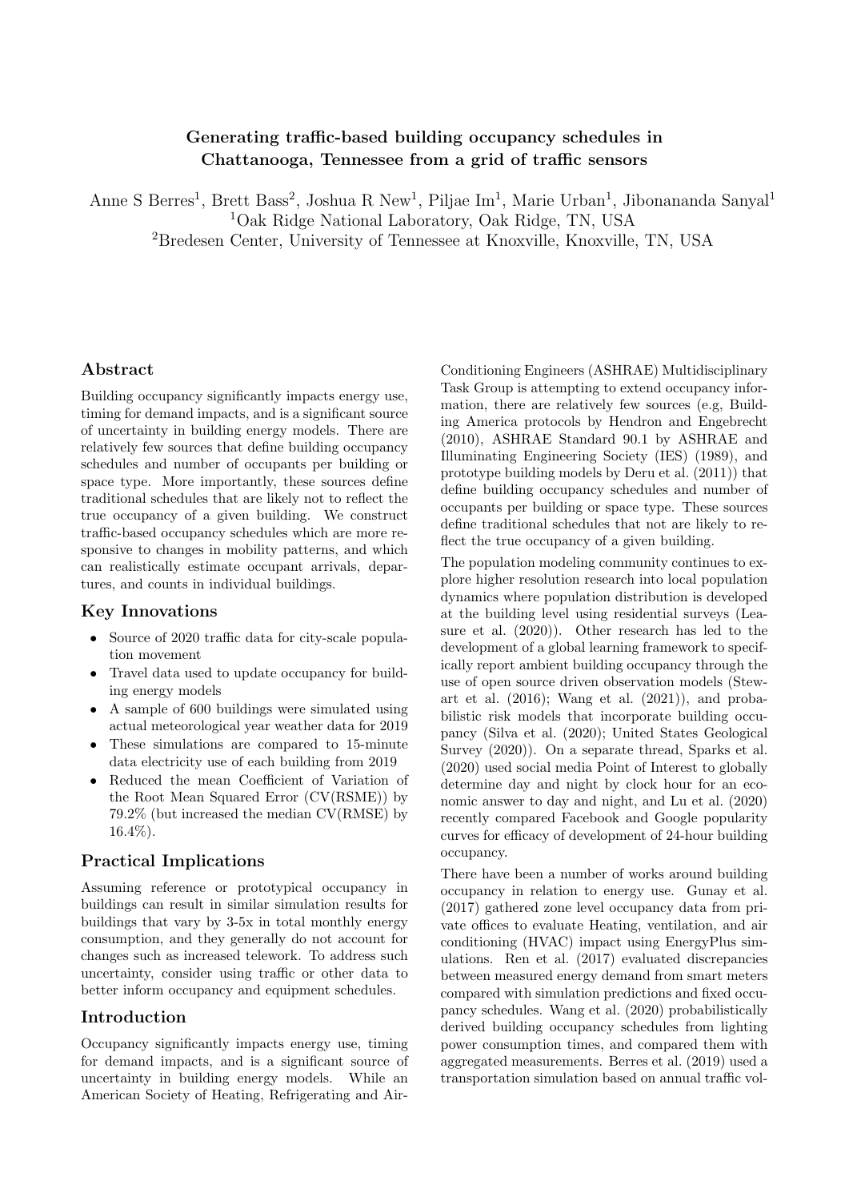# Generating traffic-based building occupancy schedules in Chattanooga, Tennessee from a grid of traffic sensors

Anne S Berres[1], Brett Bass[2], Joshua R New[1], Piljae Im[1], Marie Urban[1], Jibonananda Sanyal[1]

[1]Oak Ridge National Laboratory, Oak Ridge, TN, USA

[2]Bredesen Center, University of Tennessee at Knoxville, Knoxville, TN, USA

## Abstract

Building occupancy significantly impacts energy use, timing for demand impacts, and is a significant source of uncertainty in building energy models. There are relatively few sources that define building occupancy schedules and number of occupants per building or space type. More importantly, these sources define traditional schedules that are likely not to reflect the true occupancy of a given building. We construct traffic-based occupancy schedules which are more responsive to changes in mobility patterns, and which can realistically estimate occupant arrivals, departures, and counts in individual buildings.

## Key Innovations

- Source of 2020 traffic data for city-scale population movement
- Travel data used to update occupancy for building energy models
- A sample of 600 buildings were simulated using actual meteorological year weather data for 2019
- These simulations are compared to 15-minute data electricity use of each building from 2019
- Reduced the mean Coefficient of Variation of the Root Mean Squared Error (CV(RSME)) by 79.2% (but increased the median CV(RMSE) by 16.4%).

## Practical Implications

Assuming reference or prototypical occupancy in buildings can result in similar simulation results for buildings that vary by 3-5x in total monthly energy consumption, and they generally do not account for changes such as increased telework. To address such uncertainty, consider using traffic or other data to better inform occupancy and equipment schedules.

## Introduction

Occupancy significantly impacts energy use, timing for demand impacts, and is a significant source of uncertainty in building energy models. While an American Society of Heating, Refrigerating and Air-Conditioning Engineers (ASHRAE) Multidisciplinary Task Group is attempting to extend occupancy information, there are relatively few sources (e.g, Building America protocols by Hendron and Engebrecht (2010), ASHRAE Standard 90.1 by ASHRAE and Illuminating Engineering Society (IES) (1989), and prototype building models by Deru et al. (2011)) that define building occupancy schedules and number of occupants per building or space type. These sources define traditional schedules that are likely to reflect the true occupancy of a given building.

The population modeling community continues to explore higher resolution research into local population dynamics where population distribution is developed at the building level using residential surveys (Leasure et al. (2020)). Other research has led to the development of a global learning framework to specifically report ambient building occupancy through the use of open source driven observation models (Stewart et al. (2016); Wang et al. (2021)), and probabilistic risk models that incorporate building occupancy (Silva et al. (2020); United States Geological Survey (2020)). On a separate thread, Sparks et al. (2020) used social media Point of Interest to globally determine day and night by clock hour for an economic answer to day and night, and Lu et al. (2020) recently compared Facebook and Google popularity curves for efficacy of development of 24-hour building occupancy.

There have been a number of works around building occupancy in relation to energy use. Gunay et al. (2017) gathered zone level occupancy data from private offices to evaluate Heating, ventilation, and air conditioning (HVAC) impact using EnergyPlus simulations. Ren et al. (2017) evaluated discrepancies between measured energy demand from smart meters compared with simulation predictions and fixed occupancy schedules. Wang et al. (2020) probabilistically derived building occupancy schedules from lighting power consumption times, and compared them with aggregated measurements. Berres et al. (2019) used a transportation simulation based on annual traffic vol-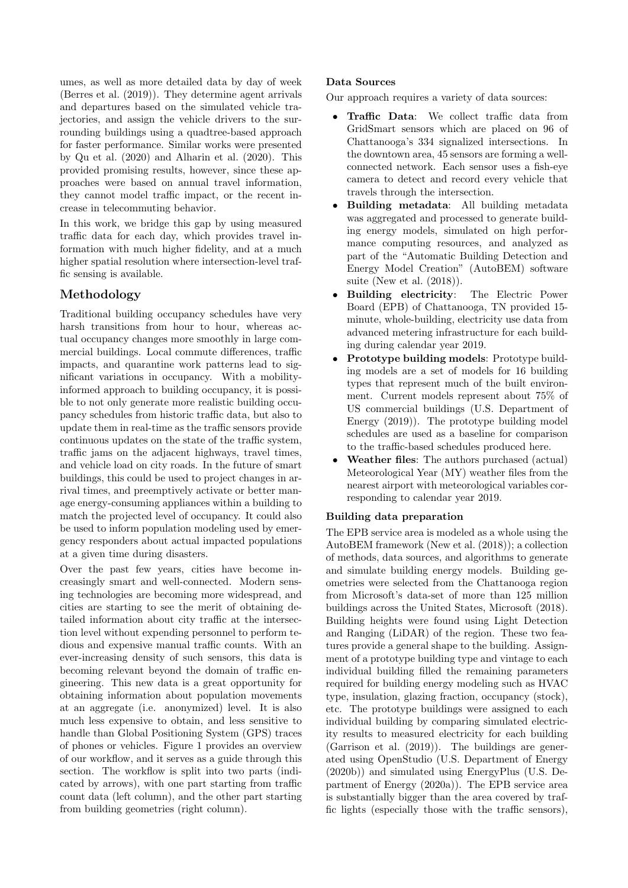umes, as well as more detailed data by day of week (Berres et al. (2019)). They determine agent arrivals and departures based on the simulated vehicle trajectories, and assign the vehicle drivers to the surrounding buildings using a quadtree-based approach for faster performance. Similar works were presented by Qu et al. (2020) and Alharin et al. (2020). This provided promising results, however, since these approaches were based on annual travel information, they cannot model traffic impact, or the recent increase in telecommuting behavior.

In this work, we bridge this gap by using measured traffic data for each day, which provides travel information with much higher fidelity, and at a much higher spatial resolution where intersection-level traffic sensing is available.

## Methodology

Traditional building occupancy schedules have very harsh transitions from hour to hour, whereas actual occupancy changes more smoothly in large commercial buildings. Local commute differences, traffic impacts, and quarantine work patterns lead to significant variations in occupancy. With a mobility-informed approach to building occupancy, it is possible to not only generate more realistic building occupancy schedules from historic traffic data, but also to update them in real-time as the traffic sensors provide continuous updates on the state of the traffic system, traffic jams on the adjacent highways, travel times, and vehicle load on city roads. In the future of smart buildings, this could be used to project changes in arrival times, and preemptively activate or better manage energy-consuming appliances within a building to match the projected level of occupancy. It could also be used to inform population modeling used by emergency responders about actual impacted populations at a given time during disasters.

Over the past few years, cities have become increasingly smart and well-connected. Modern sensing technologies are becoming more widespread, and cities are starting to see the merit of obtaining detailed information about city traffic at the intersection level without expending personnel to perform tedious and expensive manual traffic counts. With an ever-increasing density of such sensors, this data is becoming relevant beyond the domain of traffic engineering. This new data is a great opportunity for obtaining information about population movements at an aggregate (i.e. anonymized) level. It is also much less expensive to obtain, and less sensitive to handle than Global Positioning System (GPS) traces of phones or vehicles. Figure 1 provides an overview of our workflow, and it serves as a guide through this section. The workflow is split into two parts (indicated by arrows), with one part starting from traffic count data (left column), and the other part starting from building geometries (right column).

### Data Sources

Our approach requires a variety of data sources:

- **Traffic Data**: We collect traffic data from GridSmart sensors which are placed on 96 of Chattanooga's 334 signalized intersections. In the downtown area, 45 sensors are forming a well-connected network. Each sensor uses a fish-eye camera to detect and record every vehicle that travels through the intersection.
- **Building metadata**: All building metadata was aggregated and processed to generate building energy models, simulated on high performance computing resources, and analyzed as part of the "Automatic Building Detection and Energy Model Creation" (AutoBEM) software suite (New et al. (2018)).
- **Building electricity**: The Electric Power Board (EPB) of Chattanooga, TN provided 15-minute, whole-building, electricity use data from advanced metering infrastructure for each building during calendar year 2019.
- **Prototype building models**: Prototype building models are a set of models for 16 building types that represent much of the built environment. Current models represent about 75% of US commercial buildings (U.S. Department of Energy (2019)). The prototype building model schedules are used as a baseline for comparison to the traffic-based schedules produced here.
- **Weather files**: The authors purchased (actual) Meteorological Year (MY) weather files from the nearest airport with meteorological variables corresponding to calendar year 2019.

### Building data preparation

The EPB service area is modeled as a whole using the AutoBEM framework (New et al. (2018)); a collection of methods, data sources, and algorithms to generate and simulate building energy models. Building geometries were selected from the Chattanooga region from Microsoft's data-set of more than 125 million buildings across the United States, Microsoft (2018). Building heights were found using Light Detection and Ranging (LiDAR) of the region. These two features provide a general shape to the building. Assignment of a prototype building type and vintage to each individual building filled the remaining parameters required for building energy modeling such as HVAC type, insulation, glazing fraction, occupancy (stock), etc. The prototype buildings were assigned to each individual building by comparing simulated electricity results to measured electricity for each building (Garrison et al. (2019)). The buildings are generated using OpenStudio (U.S. Department of Energy (2020b)) and simulated using EnergyPlus (U.S. Department of Energy (2020a)). The EPB service area is substantially bigger than the area covered by traffic lights (especially those with the traffic sensors),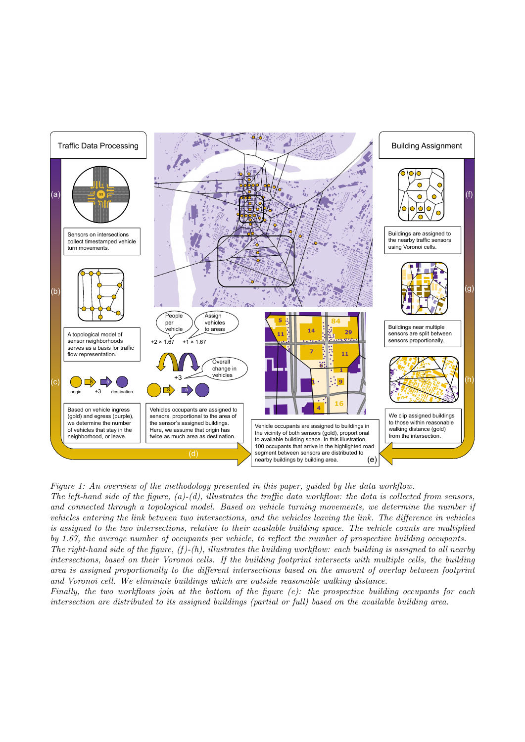*Figure 1: An overview of the methodology presented in this paper, guided by the data workflow.*
*The left-hand side of the figure, (a)-(d), illustrates the traffic data workflow: the data is collected from sensors, and connected through a topological model. Based on vehicle turning movements, we determine the number if vehicles entering the link between two intersections, and the vehicles leaving the link. The difference in vehicles is assigned to the two intersections, relative to their available building space. The vehicle counts are multiplied by 1.67, the average number of occupants per vehicle, to reflect the number of prospective building occupants.*
*The right-hand side of the figure, (f)-(h), illustrates the building workflow: each building is assigned to all nearby intersections, based on their Voronoi cells. If the building footprint intersects with multiple cells, the building area is assigned proportionally to the different intersections based on the amount of overlap between footprint and Voronoi cell. We eliminate buildings which are outside reasonable walking distance.*
*Finally, the two workflows join at the bottom of the figure (e): the prospective building occupants for each intersection are distributed to its assigned buildings (partial or full) based on the available building area.*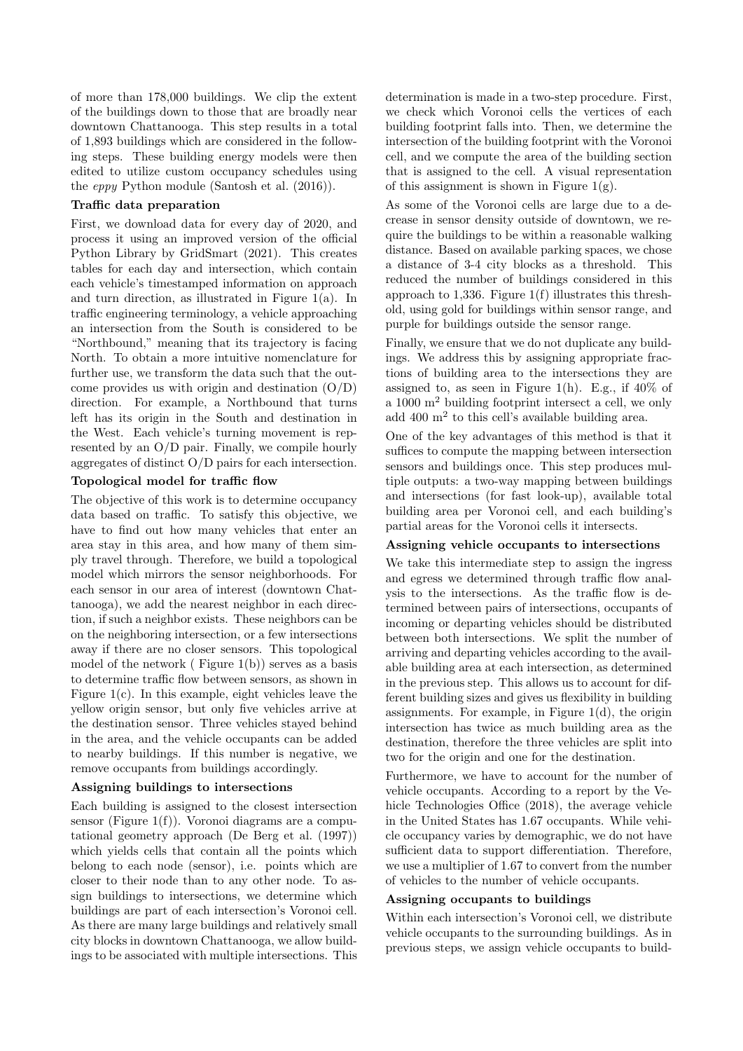of more than 178,000 buildings. We clip the extent of the buildings down to those that are broadly near downtown Chattanooga. This step results in a total of 1,893 buildings which are considered in the following steps. These building energy models were then edited to utilize custom occupancy schedules using the *eppy* Python module (Santosh et al. (2016)).

**Traffic data preparation**

First, we download data for every day of 2020, and process it using an improved version of the official Python Library by GridSmart (2021). This creates tables for each day and intersection, which contain each vehicle's timestamped information on approach and turn direction, as illustrated in Figure 1(a). In traffic engineering terminology, a vehicle approaching an intersection from the South is considered to be "Northbound," meaning that its trajectory is facing North. To obtain a more intuitive nomenclature for further use, we transform the data such that the outcome provides us with origin and destination (O/D) direction. For example, a Northbound that turns left has its origin in the South and destination in the West. Each vehicle's turning movement is represented by an O/D pair. Finally, we compile hourly aggregates of distinct O/D pairs for each intersection.

**Topological model for traffic flow**

The objective of this work is to determine occupancy data based on traffic. To satisfy this objective, we have to find out how many vehicles that enter an area stay in this area, and how many of them simply travel through. Therefore, we build a topological model which mirrors the sensor neighborhoods. For each sensor in our area of interest (downtown Chattanooga), we add the nearest neighbor in each direction, if such a neighbor exists. These neighbors can be on the neighboring intersection, or a few intersections away if there are no closer sensors. This topological model of the network ( Figure 1(b)) serves as a basis to determine traffic flow between sensors, as shown in Figure 1(c). In this example, eight vehicles leave the yellow origin sensor, but only five vehicles arrive at the destination sensor. Three vehicles stayed behind in the area, and the vehicle occupants can be added to nearby buildings. If this number is negative, we remove occupants from buildings accordingly.

**Assigning buildings to intersections**

Each building is assigned to the closest intersection sensor (Figure 1(f)). Voronoi diagrams are a computational geometry approach (De Berg et al. (1997)) which yields cells that contain all the points which belong to each node (sensor), i.e. points which are closer to their node than to any other node. To assign buildings to intersections, we determine which buildings are part of each intersection's Voronoi cell. As there are many large buildings and relatively small city blocks in downtown Chattanooga, we allow buildings to be associated with multiple intersections. This determination is made in a two-step procedure. First, we check which Voronoi cells the vertices of each building footprint falls into. Then, we determine the intersection of the building footprint with the Voronoi cell, and we compute the area of the building section that is assigned to the cell. A visual representation of this assignment is shown in Figure 1(g).

As some of the Voronoi cells are large due to a decrease in sensor density outside of downtown, we require the buildings to be within a reasonable walking distance. Based on available parking spaces, we chose a distance of 3-4 city blocks as a threshold. This reduced the number of buildings considered in this approach to 1,336. Figure 1(f) illustrates this threshold, using gold for buildings within sensor range, and purple for buildings outside the sensor range.

Finally, we ensure that we do not duplicate any buildings. We address this by assigning appropriate fractions of building area to the intersections they are assigned to, as seen in Figure 1(h). E.g., if 40% of a 1000 $m^2$ building footprint intersect a cell, we only add 400 $m^2$ to this cell's available building area.

One of the key advantages of this method is that it suffices to compute the mapping between intersection sensors and buildings once. This step produces multiple outputs: a two-way mapping between buildings and intersections (for fast look-up), available total building area per Voronoi cell, and each building's partial areas for the Voronoi cells it intersects.

**Assigning vehicle occupants to intersections**

We take this intermediate step to assign the ingress and egress we determined through traffic flow analysis to the intersections. As the traffic flow is determined between pairs of intersections, occupants of incoming or departing vehicles should be distributed between both intersections. We split the number of arriving and departing vehicles according to the available building area at each intersection, as determined in the previous step. This allows us to account for different building sizes and gives us flexibility in building assignments. For example, in Figure 1(d), the origin intersection has twice as much building area as the destination, therefore the three vehicles are split into two for the origin and one for the destination.

Furthermore, we have to account for the number of vehicle occupants. According to a report by the Vehicle Technologies Office (2018), the average vehicle in the United States has 1.67 occupants. While vehicle occupancy varies by demographic, we do not have sufficient data to support differentiation. Therefore, we use a multiplier of 1.67 to convert from the number of vehicles to the number of vehicle occupants.

**Assigning occupants to buildings**

Within each intersection's Voronoi cell, we distribute vehicle occupants to the surrounding buildings. As in previous steps, we assign vehicle occupants to build-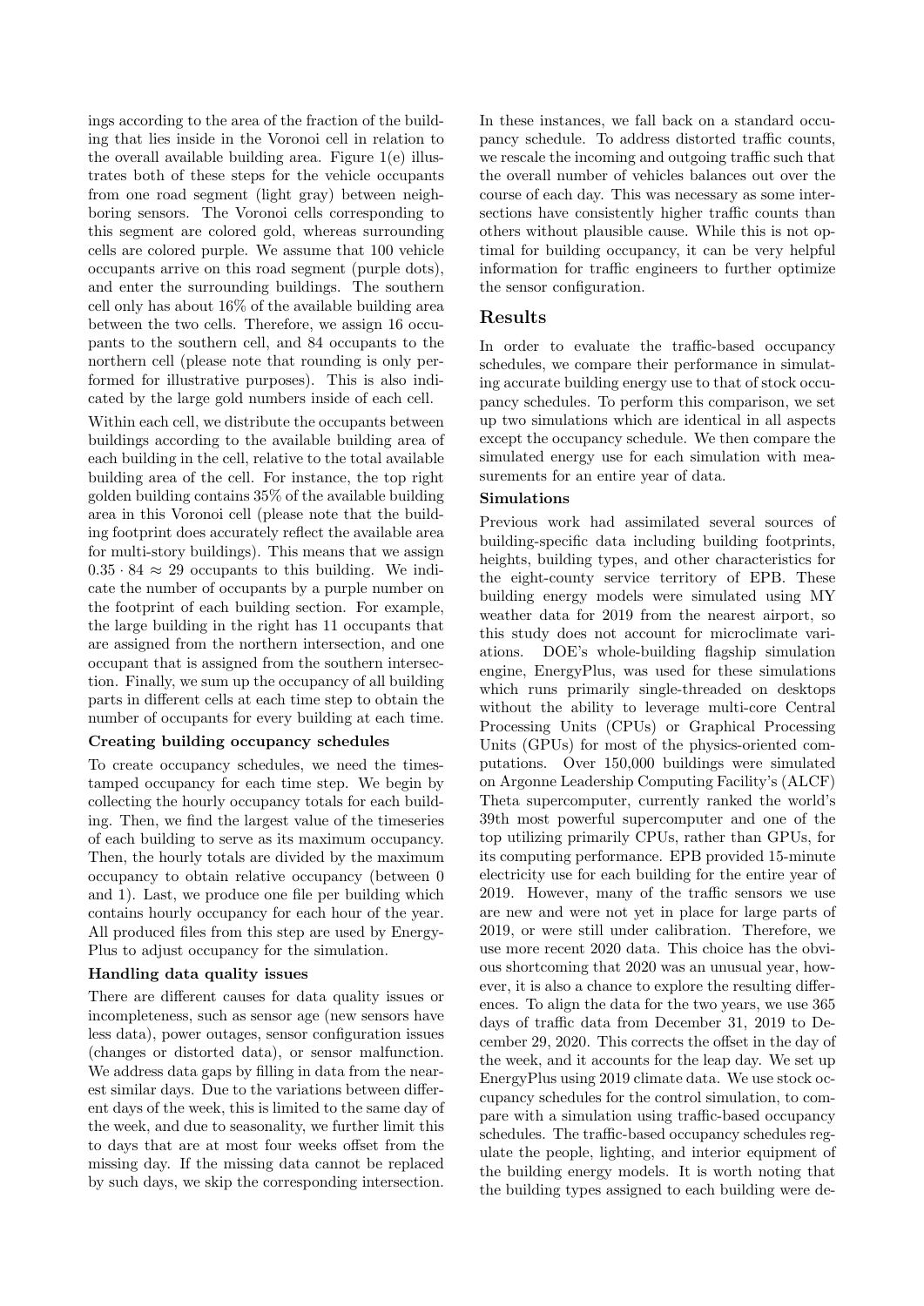ings according to the area of the fraction of the building that lies inside in the Voronoi cell in relation to the overall available building area. Figure 1(e) illustrates both of these steps for the vehicle occupants from one road segment (light gray) between neighboring sensors. The Voronoi cells corresponding to this segment are colored gold, whereas surrounding cells are colored purple. We assume that 100 vehicle occupants arrive on this road segment (purple dots), and enter the surrounding buildings. The southern cell only has about 16% of the available building area between the two cells. Therefore, we assign 16 occupants to the southern cell, and 84 occupants to the northern cell (please note that rounding is only performed for illustrative purposes). This is also indicated by the large gold numbers inside of each cell.

Within each cell, we distribute the occupants between buildings according to the available building area of each building in the cell, relative to the total available building area of the cell. For instance, the top right golden building contains 35% of the available building area in this Voronoi cell (please note that the building footprint does accurately reflect the available area for multi-story buildings). This means that we assign $0.35 \cdot 84 \approx 29$ occupants to this building. We indicate the number of occupants by a purple number on the footprint of each building section. For example, the large building in the right has 11 occupants that are assigned from the northern intersection, and one occupant that is assigned from the southern intersection. Finally, we sum up the occupancy of all building parts in different cells at each time step to obtain the number of occupants for every building at each time.

#### Creating building occupancy schedules

To create occupancy schedules, we need the timestamped occupancy for each time step. We begin by collecting the hourly occupancy totals for each building. Then, we find the largest value of the timeseries of each building to serve as its maximum occupancy. Then, the hourly totals are divided by the maximum occupancy to obtain relative occupancy (between 0 and 1). Last, we produce one file per building which contains hourly occupancy for each hour of the year. All produced files from this step are used by EnergyPlus to adjust occupancy for the simulation.

#### Handling data quality issues

There are different causes for data quality issues or incompleteness, such as sensor age (new sensors have less data), power outages, sensor configuration issues (changes or distorted data), or sensor malfunction. We address data gaps by filling in data from the nearest similar days. Due to the variations between different days of the week, this is limited to the same day of the week, and due to seasonality, we further limit this to days that are at most four weeks offset from the missing day. If the missing data cannot be replaced by such days, we skip the corresponding intersection. In these instances, we fall back on a standard occupancy schedule. To address distorted traffic counts, we rescale the incoming and outgoing traffic such that the overall number of vehicles balances out over the course of each day. This was necessary as some intersections have consistently higher traffic counts than others without plausible cause. While this is not optimal for building occupancy, it can be very helpful information for traffic engineers to further optimize the sensor configuration.

## Results

In order to evaluate the traffic-based occupancy schedules, we compare their performance in simulating accurate building energy use to that of stock occupancy schedules. To perform this comparison, we set up two simulations which are identical in all aspects except the occupancy schedule. We then compare the simulated energy use for each simulation with measurements for an entire year of data.

#### Simulations

Previous work had assimilated several sources of building-specific data including building footprints, heights, building types, and other characteristics for the eight-county service territory of EPB. These building energy models were simulated using MY weather data for 2019 from the nearest airport, so this study does not account for microclimate variations. DOE's whole-building flagship simulation engine, EnergyPlus, was used for these simulations which runs primarily single-threaded on desktops without the ability to leverage multi-core Central Processing Units (CPUs) or Graphical Processing Units (GPUs) for most of the physics-oriented computations. Over 150,000 buildings were simulated on Argonne Leadership Computing Facility's (ALCF) Theta supercomputer, currently ranked the world's 39th most powerful supercomputer and one of the top utilizing primarily CPUs, rather than GPUs, for its computing performance. EPB provided 15-minute electricity use for each building for the entire year of 2019. However, many of the traffic sensors we use are new and were not yet in place for large parts of 2019, or were still under calibration. Therefore, we use more recent 2020 data. This choice has the obvious shortcoming that 2020 was an unusual year, however, it is also a chance to explore the resulting differences. To align the data for the two years, we use 365 days of traffic data from December 31, 2019 to December 29, 2020. This corrects the offset in the day of the week, and it accounts for the leap day. We set up EnergyPlus using 2019 climate data. We use stock occupancy schedules for the control simulation, to compare with a simulation using traffic-based occupancy schedules. The traffic-based occupancy schedules regulate the people, lighting, and interior equipment of the building energy models. It is worth noting that the building types assigned to each building were de-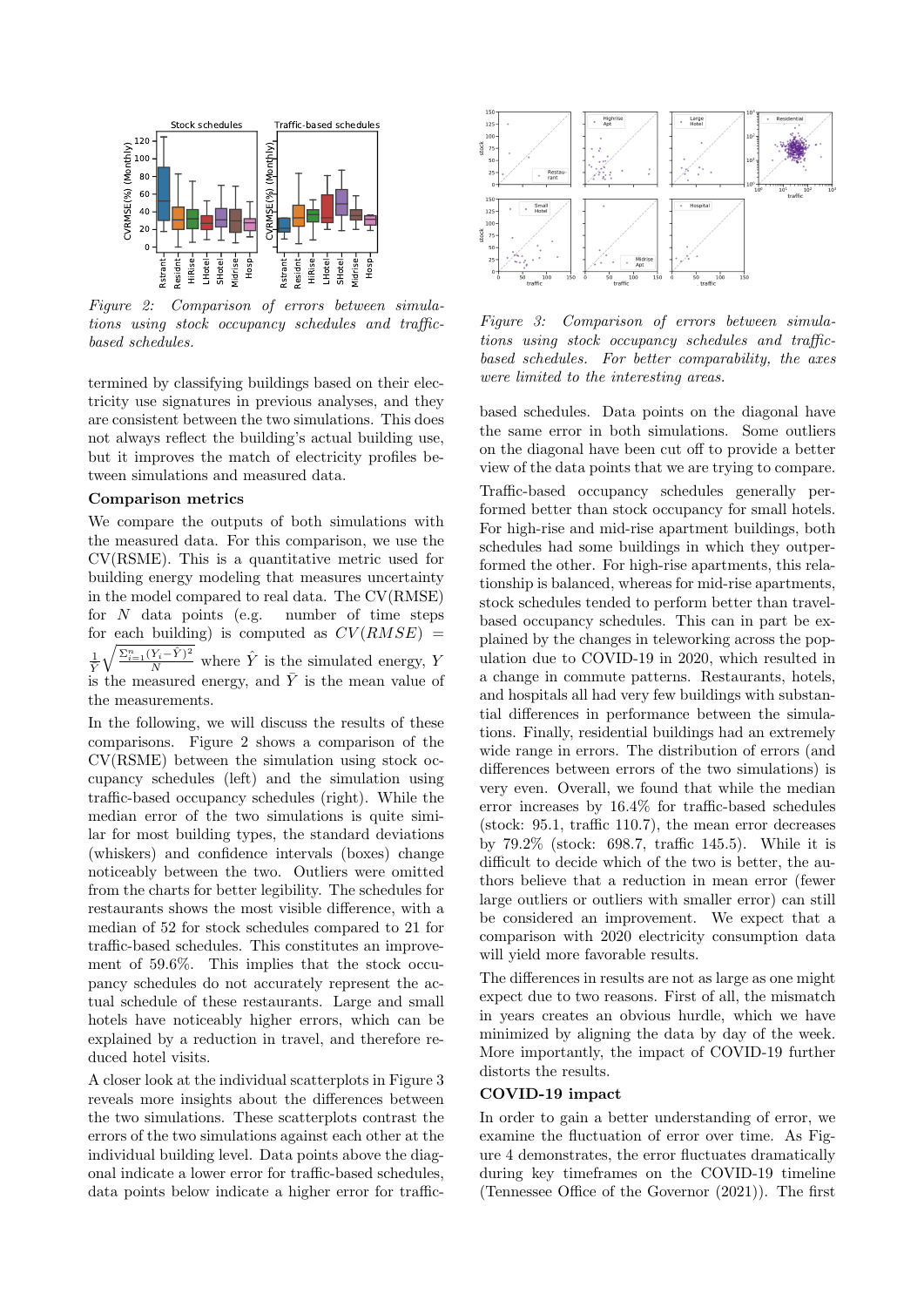*Figure 2: Comparison of errors between simulations using stock occupancy schedules and traffic-based schedules.*

termined by classifying buildings based on their electricity use signatures in previous analyses, and they are consistent between the two simulations. This does not always reflect the building's actual building use, but it improves the match of electricity profiles between simulations and measured data.

### Comparison metrics

We compare the outputs of both simulations with the measured data. For this comparison, we use the CV(RSME). This is a quantitative metric used for building energy modeling that measures uncertainty in the model compared to real data. The CV(RMSE) for $N$ data points (e.g. number of time steps for each building) is computed as $CV(RMSE) = \frac{1}{\bar{Y}}\sqrt{\frac{\Sigma_{i=1}^{n}(Y_i - \hat{Y})^2}{N}}$ where $\hat{Y}$ is the simulated energy, $Y$ is the measured energy, and $\bar{Y}$ is the mean value of the measurements.

In the following, we will discuss the results of these comparisons. Figure 2 shows a comparison of the CV(RSME) between the simulation using stock occupancy schedules (left) and the simulation using traffic-based occupancy schedules (right). While the median error of the two simulations is quite similar for most building types, the standard deviations (whiskers) and confidence intervals (boxes) change noticeably between the two. Outliers were omitted from the charts for better legibility. The schedules for restaurants shows the most visible difference, with a median of 52 for stock schedules compared to 21 for traffic-based schedules. This constitutes an improvement of 59.6%. This implies that the stock occupancy schedules do not accurately represent the actual schedule of these restaurants. Large and small hotels have noticeably higher errors, which can be explained by a reduction in travel, and therefore reduced hotel visits.

A closer look at the individual scatterplots in Figure 3 reveals more insights about the differences between the two simulations. These scatterplots contrast the errors of the two simulations against each other at the individual building level. Data points above the diagonal indicate a lower error for traffic-based schedules, data points below indicate a higher error for traffic-based schedules. Data points on the diagonal have the same error in both simulations. Some outliers on the diagonal have been cut off to provide a better view of the data points that we are trying to compare.

*Figure 3: Comparison of errors between simulations using stock occupancy schedules and traffic-based schedules. For better comparability, the axes were limited to the interesting areas.*

Traffic-based occupancy schedules generally performed better than stock occupancy for small hotels. For high-rise and mid-rise apartment buildings, both schedules had some buildings in which they outperformed the other. For high-rise apartments, this relationship is balanced, whereas for mid-rise apartments, stock schedules tended to perform better than travel-based occupancy schedules. This can in part be explained by the changes in teleworking across the population due to COVID-19 in 2020, which resulted in a change in commute patterns. Restaurants, hotels, and hospitals all had very few buildings with substantial differences in performance between the simulations. Finally, residential buildings had an extremely wide range in errors. The distribution of errors (and differences between errors of the two simulations) is very even. Overall, we found that while the median error increases by 16.4% for traffic-based schedules (stock: 95.1, traffic 110.7), the mean error decreases by 79.2% (stock: 698.7, traffic 145.5). While it is difficult to decide which of the two is better, the authors believe that a reduction in mean error (fewer large outliers or outliers with smaller error) can still be considered an improvement. We expect that a comparison with 2020 electricity consumption data will yield more favorable results.

The differences in results are not as large as one might expect due to two reasons. First of all, the mismatch in years creates an obvious hurdle, which we have minimized by aligning the data by day of the week. More importantly, the impact of COVID-19 further distorts the results.

### COVID-19 impact

In order to gain a better understanding of error, we examine the fluctuation of error over time. As Figure 4 demonstrates, the error fluctuates dramatically during key timeframes on the COVID-19 timeline (Tennessee Office of the Governor (2021)). The first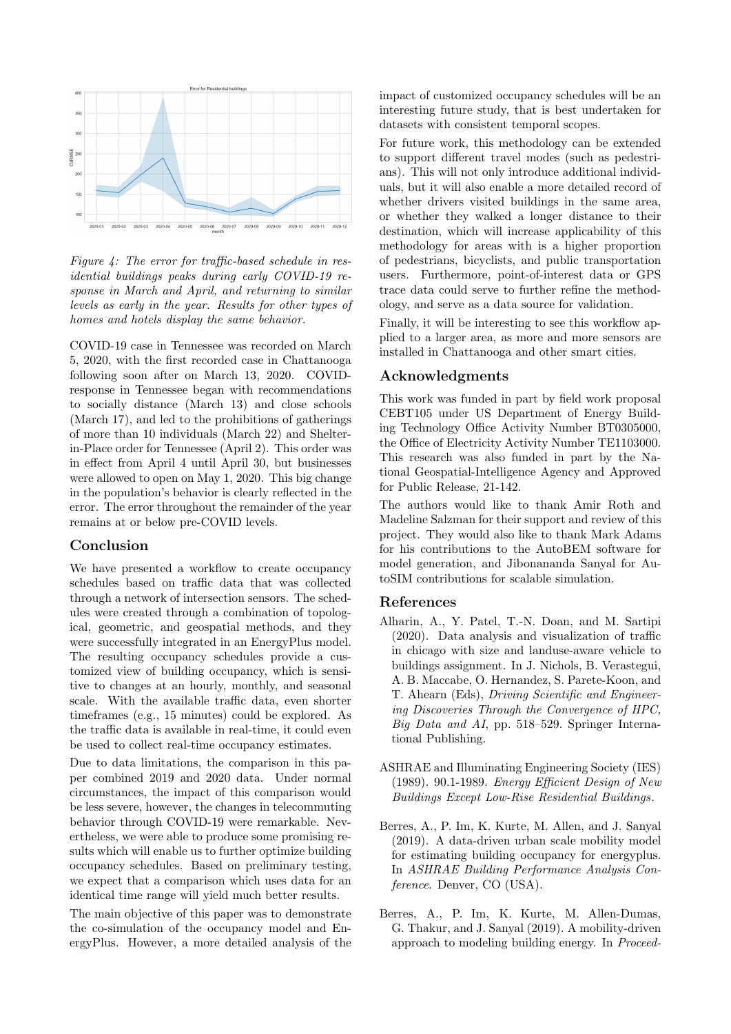*Figure 4: The error for traffic-based schedule in residential buildings peaks during early COVID-19 response in March and April, and returning to similar levels as early in the year. Results for other types of homes and hotels display the same behavior.*

COVID-19 case in Tennessee was recorded on March 5, 2020, with the first recorded case in Chattanooga following soon after on March 13, 2020. COVID-response in Tennessee began with recommendations to socially distance (March 13) and close schools (March 17), and led to the prohibitions of gatherings of more than 10 individuals (March 22) and Shelter-in-Place order for Tennessee (April 2). This order was in effect from April 4 until April 30, but businesses were allowed to open on May 1, 2020. This big change in the population's behavior is clearly reflected in the error. The error throughout the remainder of the year remains at or below pre-COVID levels.

## Conclusion

We have presented a workflow to create occupancy schedules based on traffic data that was collected through a network of intersection sensors. The schedules were created through a combination of topological, geometric, and geospatial methods, and they were successfully integrated in an EnergyPlus model. The resulting occupancy schedules provide a customized view of building occupancy, which is sensitive to changes at an hourly, monthly, and seasonal scale. With the available traffic data, even shorter timeframes (e.g., 15 minutes) could be explored. As the traffic data is available in real-time, it could even be used to collect real-time occupancy estimates.

Due to data limitations, the comparison in this paper combined 2019 and 2020 data. Under normal circumstances, the impact of this comparison would be less severe, however, the changes in telecommuting behavior through COVID-19 were remarkable. Nevertheless, we were able to produce some promising results which will enable us to further optimize building occupancy schedules. Based on preliminary testing, we expect that a comparison which uses data for an identical time range will yield much better results.

The main objective of this paper was to demonstrate the co-simulation of the occupancy model and EnergyPlus. However, a more detailed analysis of the impact of customized occupancy schedules will be an interesting future study, that is best undertaken for datasets with consistent temporal scopes.

For future work, this methodology can be extended to support different travel modes (such as pedestrians). This will not only introduce additional individuals, but it will also enable a more detailed record of whether drivers visited buildings in the same area, or whether they walked a longer distance to their destination, which will increase applicability of this methodology for areas with is a higher proportion of pedestrians, bicyclists, and public transportation users. Furthermore, point-of-interest data or GPS trace data could serve to further refine the methodology, and serve as a data source for validation.

Finally, it will be interesting to see this workflow applied to a larger area, as more and more sensors are installed in Chattanooga and other smart cities.

## Acknowledgments

This work was funded in part by field work proposal CEBT105 under US Department of Energy Building Technology Office Activity Number BT0305000, the Office of Electricity Activity Number TE1103000. This research was also funded in part by the National Geospatial-Intelligence Agency and Approved for Public Release, 21-142.

The authors would like to thank Amir Roth and Madeline Salzman for their support and review of this project. They would also like to thank Mark Adams for his contributions to the AutoBEM software for model generation, and Jibonananda Sanyal for AutoSIM contributions for scalable simulation.

## References

Alharin, A., Y. Patel, T.-N. Doan, and M. Sartipi (2020). Data analysis and visualization of traffic in chicago with size and landuse-aware vehicle to buildings assignment. In J. Nichols, B. Verastegui, A. B. Maccabe, O. Hernandez, S. Parete-Koon, and T. Ahearn (Eds), *Driving Scientific and Engineering Discoveries Through the Convergence of HPC, Big Data and AI*, pp. 518–529. Springer International Publishing.

ASHRAE and Illuminating Engineering Society (IES) (1989). 90.1-1989. *Energy Efficient Design of New Buildings Except Low-Rise Residential Buildings*.

Berres, A., P. Im, K. Kurte, M. Allen, and J. Sanyal (2019). A data-driven urban scale mobility model for estimating building occupancy for energyplus. In *ASHRAE Building Performance Analysis Conference*. Denver, CO (USA).

Berres, A., P. Im, K. Kurte, M. Allen-Dumas, G. Thakur, and J. Sanyal (2019). A mobility-driven approach to modeling building energy. In *Proceed-*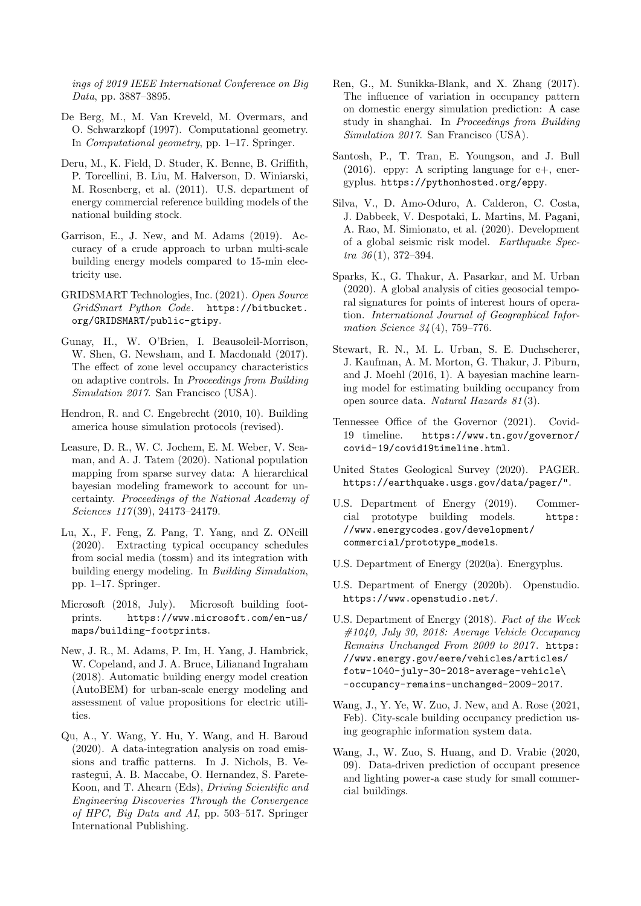*ings of 2019 IEEE International Conference on Big Data*, pp. 3887–3895.

De Berg, M., M. Van Kreveld, M. Overmars, and O. Schwarzkopf (1997). Computational geometry. In *Computational geometry*, pp. 1–17. Springer.

Deru, M., K. Field, D. Studer, K. Benne, B. Griffith, P. Torcellini, B. Liu, M. Halverson, D. Winiarski, M. Rosenberg, et al. (2011). U.S. department of energy commercial reference building models of the national building stock.

Garrison, E., J. New, and M. Adams (2019). Accuracy of a crude approach to urban multi-scale building energy models compared to 15-min electricity use.

GRIDSMART Technologies, Inc. (2021). *Open Source GridSmart Python Code*. https://bitbucket.org/GRIDSMART/public-gtipy.

Gunay, H., W. O'Brien, I. Beausoleil-Morrison, W. Shen, G. Newsham, and I. Macdonald (2017). The effect of zone level occupancy characteristics on adaptive controls. In *Proceedings from Building Simulation 2017*. San Francisco (USA).

Hendron, R. and C. Engebrecht (2010, 10). Building america house simulation protocols (revised).

Leasure, D. R., W. C. Jochem, E. M. Weber, V. Seaman, and A. J. Tatem (2020). National population mapping from sparse survey data: A hierarchical bayesian modeling framework to account for uncertainty. *Proceedings of the National Academy of Sciences 117*(39), 24173–24179.

Lu, X., F. Feng, Z. Pang, T. Yang, and Z. ONeill (2020). Extracting typical occupancy schedules from social media (tossm) and its integration with building energy modeling. In *Building Simulation*, pp. 1–17. Springer.

Microsoft (2018, July). Microsoft building footprints. https://www.microsoft.com/en-us/maps/building-footprints.

New, J. R., M. Adams, P. Im, H. Yang, J. Hambrick, W. Copeland, and J. A. Bruce, Lilianand Ingraham (2018). Automatic building energy model creation (AutoBEM) for urban-scale energy modeling and assessment of value propositions for electric utilities.

Qu, A., Y. Wang, Y. Hu, Y. Wang, and H. Baroud (2020). A data-integration analysis on road emissions and traffic patterns. In J. Nichols, B. Verastegui, A. B. Maccabe, O. Hernandez, S. Parete-Koon, and T. Ahearn (Eds), *Driving Scientific and Engineering Discoveries Through the Convergence of HPC, Big Data and AI*, pp. 503–517. Springer International Publishing.

Ren, G., M. Sunikka-Blank, and X. Zhang (2017). The influence of variation in occupancy pattern on domestic energy simulation prediction: A case study in shanghai. In *Proceedings from Building Simulation 2017*. San Francisco (USA).

Santosh, P., T. Tran, E. Youngson, and J. Bull (2016). eppy: A scripting language for e+, energyplus. https://pythonhosted.org/eppy.

Silva, V., D. Amo-Oduro, A. Calderon, C. Costa, J. Dabbeek, V. Despotaki, L. Martins, M. Pagani, A. Rao, M. Simionato, et al. (2020). Development of a global seismic risk model. *Earthquake Spectra 36*(1), 372–394.

Sparks, K., G. Thakur, A. Pasarkar, and M. Urban (2020). A global analysis of cities geosocial temporal signatures for points of interest hours of operation. *International Journal of Geographical Information Science 34*(4), 759–776.

Stewart, R. N., M. L. Urban, S. E. Duchscherer, J. Kaufman, A. M. Morton, G. Thakur, J. Piburn, and J. Moehl (2016, 1). A bayesian machine learning model for estimating building occupancy from open source data. *Natural Hazards 81*(3).

Tennessee Office of the Governor (2021). Covid-19 timeline. https://www.tn.gov/governor/covid-19/covid19timeline.html.

United States Geological Survey (2020). PAGER. https://earthquake.usgs.gov/data/pager/".

U.S. Department of Energy (2019). Commercial prototype building models. https://www.energycodes.gov/development/commercial/prototype_models.

U.S. Department of Energy (2020a). Energyplus.

U.S. Department of Energy (2020b). Openstudio. https://www.openstudio.net/.

U.S. Department of Energy (2018). *Fact of the Week #1040, July 30, 2018: Average Vehicle Occupancy Remains Unchanged From 2009 to 2017*. https://www.energy.gov/eere/vehicles/articles/fotw-1040-july-30-2018-average-vehicle\-occupancy-remains-unchanged-2009-2017.

Wang, J., Y. Ye, W. Zuo, J. New, and A. Rose (2021, Feb). City-scale building occupancy prediction using geographic information system data.

Wang, J., W. Zuo, S. Huang, and D. Vrabie (2020, 09). Data-driven prediction of occupant presence and lighting power-a case study for small commercial buildings.